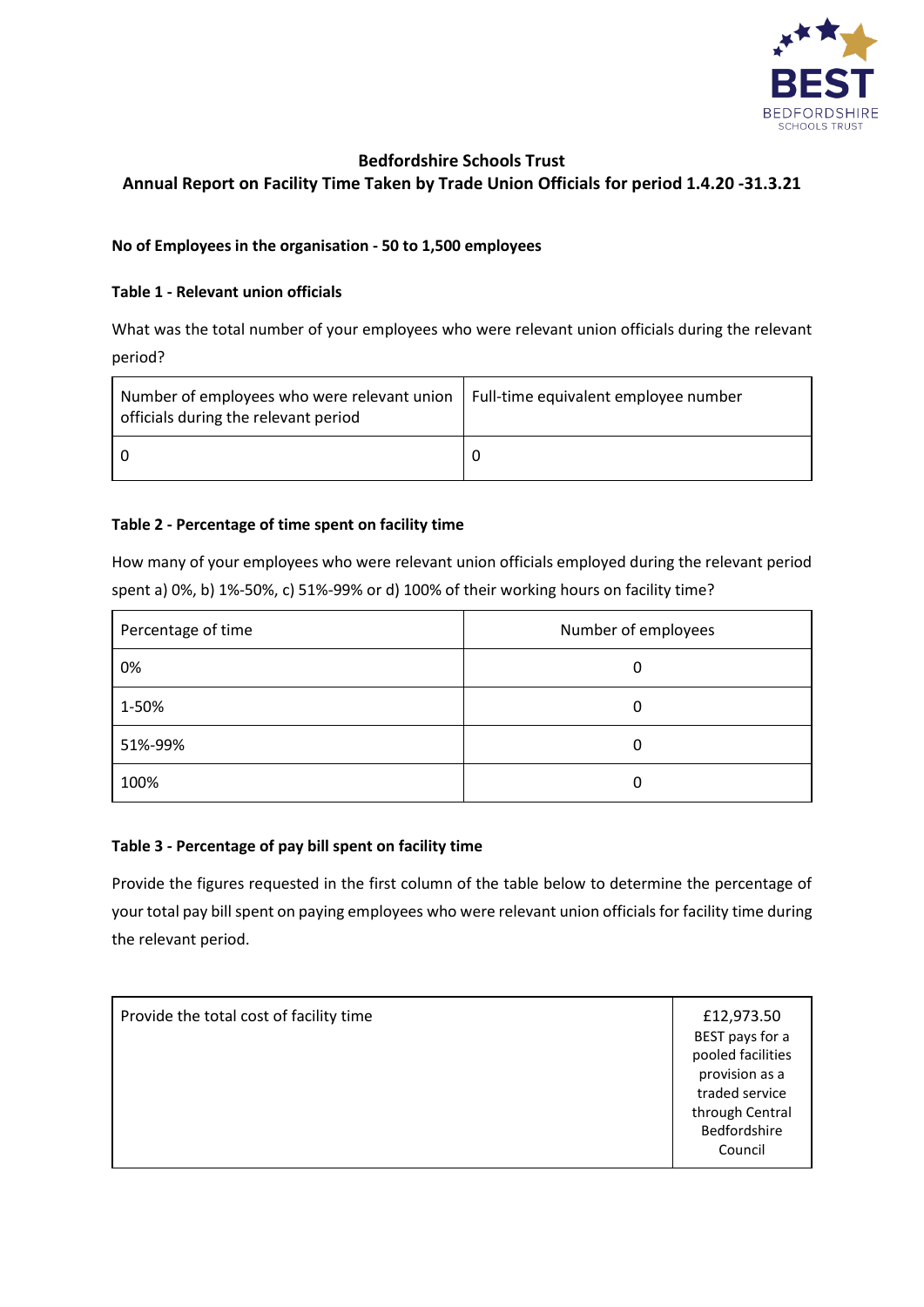## Bedfordshire Schools Trust
## Annual Report on Facility Time Taken by Trade Union Officials for period 1.4.20 -31.3.21

**No of Employees in the organisation - 50 to 1,500 employees**

**Table 1 - Relevant union officials**

What was the total number of your employees who were relevant union officials during the relevant period?

| Number of employees who were relevant union officials during the relevant period | Full-time equivalent employee number |
|---|---|
| 0 | 0 |

**Table 2 - Percentage of time spent on facility time**

How many of your employees who were relevant union officials employed during the relevant period spent a) 0%, b) 1%-50%, c) 51%-99% or d) 100% of their working hours on facility time?

| Percentage of time | Number of employees |
|---|---|
| 0% | 0 |
| 1-50% | 0 |
| 51%-99% | 0 |
| 100% | 0 |

**Table 3 - Percentage of pay bill spent on facility time**

Provide the figures requested in the first column of the table below to determine the percentage of your total pay bill spent on paying employees who were relevant union officials for facility time during the relevant period.

| | |
|---|---|
| Provide the total cost of facility time | £12,973.50 BEST pays for a pooled facilities provision as a traded service through Central Bedfordshire Council |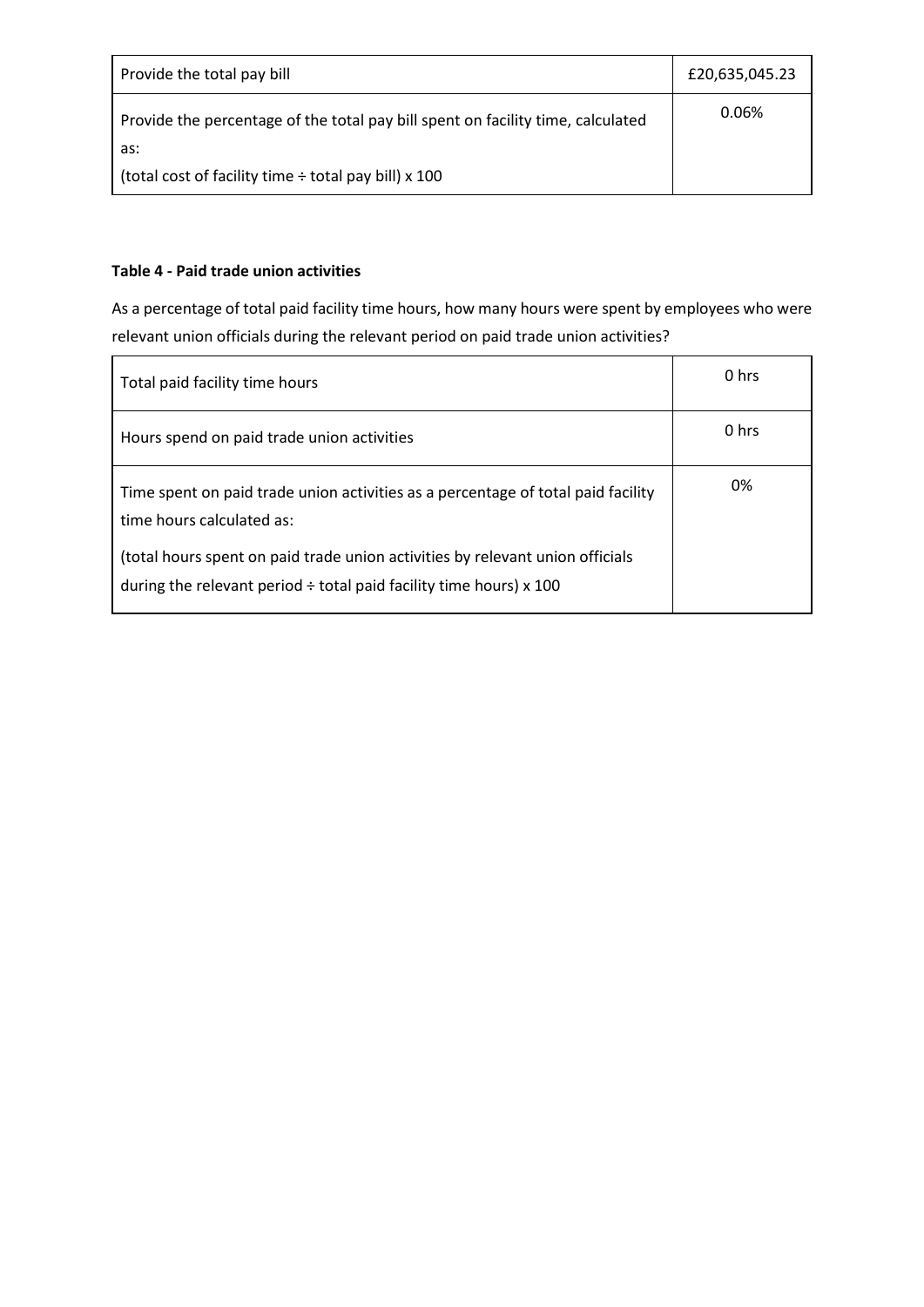| | |
|---|---|
| Provide the total pay bill | £20,635,045.23 |
| Provide the percentage of the total pay bill spent on facility time, calculated as:<br>(total cost of facility time ÷ total pay bill) x 100 | 0.06% |

**Table 4 - Paid trade union activities**

As a percentage of total paid facility time hours, how many hours were spent by employees who were relevant union officials during the relevant period on paid trade union activities?

| | |
|---|---|
| Total paid facility time hours | 0 hrs |
| Hours spend on paid trade union activities | 0 hrs |
| Time spent on paid trade union activities as a percentage of total paid facility time hours calculated as:<br>(total hours spent on paid trade union activities by relevant union officials during the relevant period ÷ total paid facility time hours) x 100 | 0% |